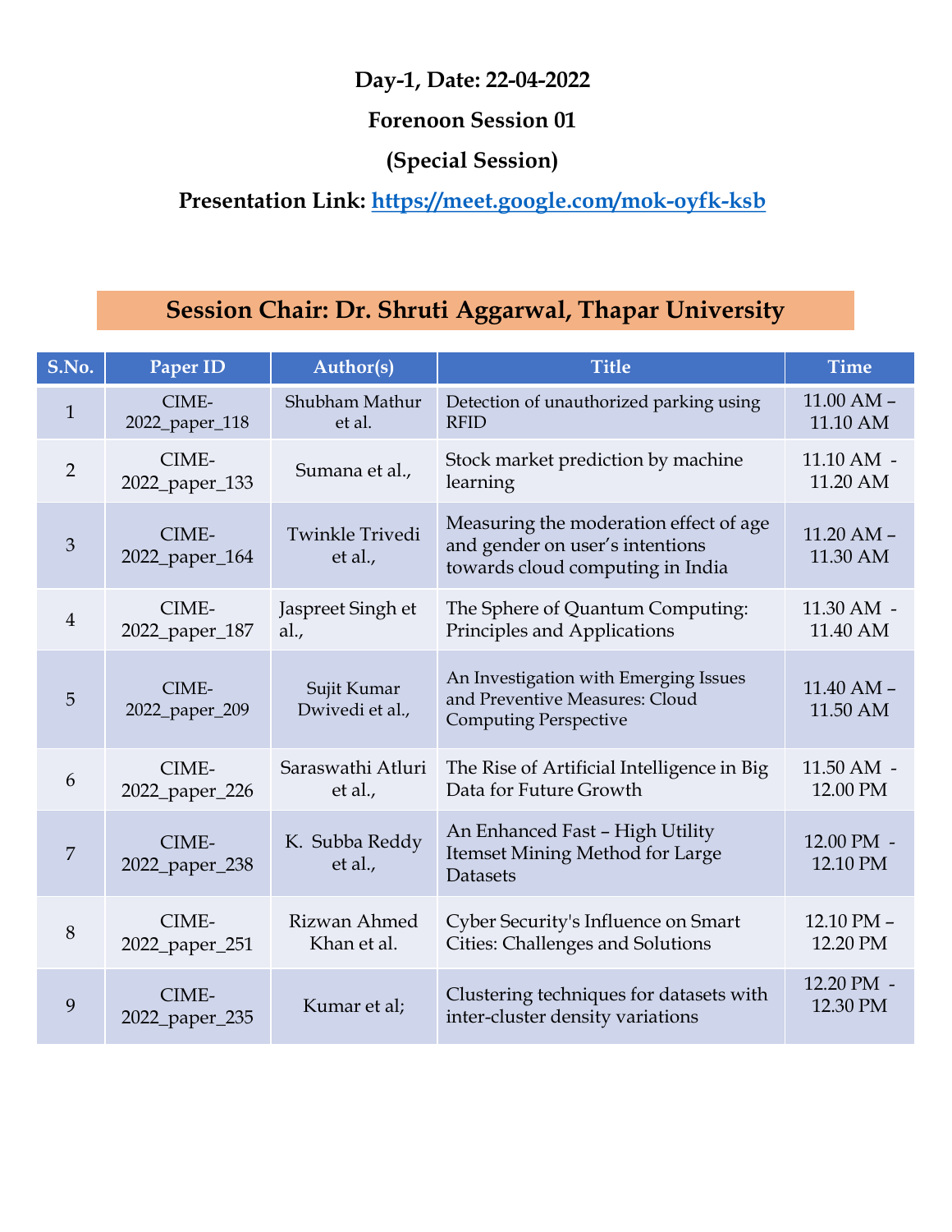**Day-1, Date: 22-04-2022**

**Forenoon Session 01**

**(Special Session)**

**Presentation Link: [https://meet.google.com/mok-oyfk-ksb](https://meet.google.com/mok-oyfk-ksb)**

**Session Chair: Dr. Shruti Aggarwal, Thapar University**

| S.No. | Paper ID | Author(s) | Title | Time |
|---|---|---|---|---|
| 1 | CIME-2022_paper_118 | Shubham Mathur et al. | Detection of unauthorized parking using RFID | 11.00 AM – 11.10 AM |
| 2 | CIME-2022_paper_133 | Sumana et al., | Stock market prediction by machine learning | 11.10 AM - 11.20 AM |
| 3 | CIME-2022_paper_164 | Twinkle Trivedi et al., | Measuring the moderation effect of age and gender on user's intentions towards cloud computing in India | 11.20 AM – 11.30 AM |
| 4 | CIME-2022_paper_187 | Jaspreet Singh et al., | The Sphere of Quantum Computing: Principles and Applications | 11.30 AM - 11.40 AM |
| 5 | CIME-2022_paper_209 | Sujit Kumar Dwivedi et al., | An Investigation with Emerging Issues and Preventive Measures: Cloud Computing Perspective | 11.40 AM – 11.50 AM |
| 6 | CIME-2022_paper_226 | Saraswathi Atluri et al., | The Rise of Artificial Intelligence in Big Data for Future Growth | 11.50 AM - 12.00 PM |
| 7 | CIME-2022_paper_238 | K. Subba Reddy et al., | An Enhanced Fast – High Utility Itemset Mining Method for Large Datasets | 12.00 PM - 12.10 PM |
| 8 | CIME-2022_paper_251 | Rizwan Ahmed Khan et al. | Cyber Security's Influence on Smart Cities: Challenges and Solutions | 12.10 PM – 12.20 PM |
| 9 | CIME-2022_paper_235 | Kumar et al; | Clustering techniques for datasets with inter-cluster density variations | 12.20 PM - 12.30 PM |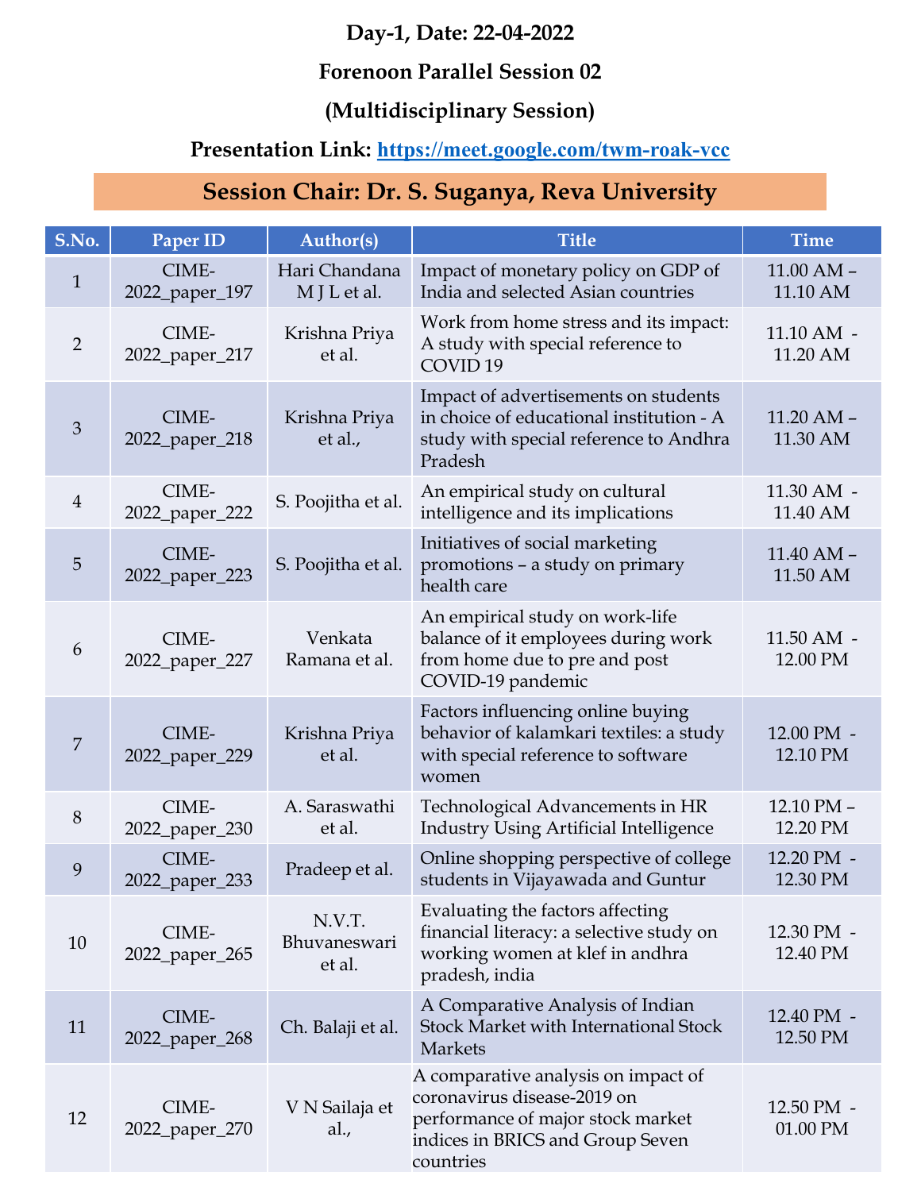**Day-1, Date: 22-04-2022**

**Forenoon Parallel Session 02**

**(Multidisciplinary Session)**

**Presentation Link: [https://meet.google.com/twm-roak-vcc](https://meet.google.com/twm-roak-vcc)**

**Session Chair: Dr. S. Suganya, Reva University**

| S.No. | Paper ID | Author(s) | Title | Time |
|---|---|---|---|---|
| 1 | CIME-2022_paper_197 | Hari Chandana M J L et al. | Impact of monetary policy on GDP of India and selected Asian countries | 11.00 AM – 11.10 AM |
| 2 | CIME-2022_paper_217 | Krishna Priya et al. | Work from home stress and its impact: A study with special reference to COVID 19 | 11.10 AM - 11.20 AM |
| 3 | CIME-2022_paper_218 | Krishna Priya et al., | Impact of advertisements on students in choice of educational institution - A study with special reference to Andhra Pradesh | 11.20 AM – 11.30 AM |
| 4 | CIME-2022_paper_222 | S. Poojitha et al. | An empirical study on cultural intelligence and its implications | 11.30 AM - 11.40 AM |
| 5 | CIME-2022_paper_223 | S. Poojitha et al. | Initiatives of social marketing promotions – a study on primary health care | 11.40 AM – 11.50 AM |
| 6 | CIME-2022_paper_227 | Venkata Ramana et al. | An empirical study on work-life balance of it employees during work from home due to pre and post COVID-19 pandemic | 11.50 AM - 12.00 PM |
| 7 | CIME-2022_paper_229 | Krishna Priya et al. | Factors influencing online buying behavior of kalamkari textiles: a study with special reference to software women | 12.00 PM - 12.10 PM |
| 8 | CIME-2022_paper_230 | A. Saraswathi et al. | Technological Advancements in HR Industry Using Artificial Intelligence | 12.10 PM – 12.20 PM |
| 9 | CIME-2022_paper_233 | Pradeep et al. | Online shopping perspective of college students in Vijayawada and Guntur | 12.20 PM - 12.30 PM |
| 10 | CIME-2022_paper_265 | N.V.T. Bhuvaneswari et al. | Evaluating the factors affecting financial literacy: a selective study on working women at klef in andhra pradesh, india | 12.30 PM - 12.40 PM |
| 11 | CIME-2022_paper_268 | Ch. Balaji et al. | A Comparative Analysis of Indian Stock Market with International Stock Markets | 12.40 PM - 12.50 PM |
| 12 | CIME-2022_paper_270 | V N Sailaja et al., | A comparative analysis on impact of coronavirus disease-2019 on performance of major stock market indices in BRICS and Group Seven countries | 12.50 PM - 01.00 PM |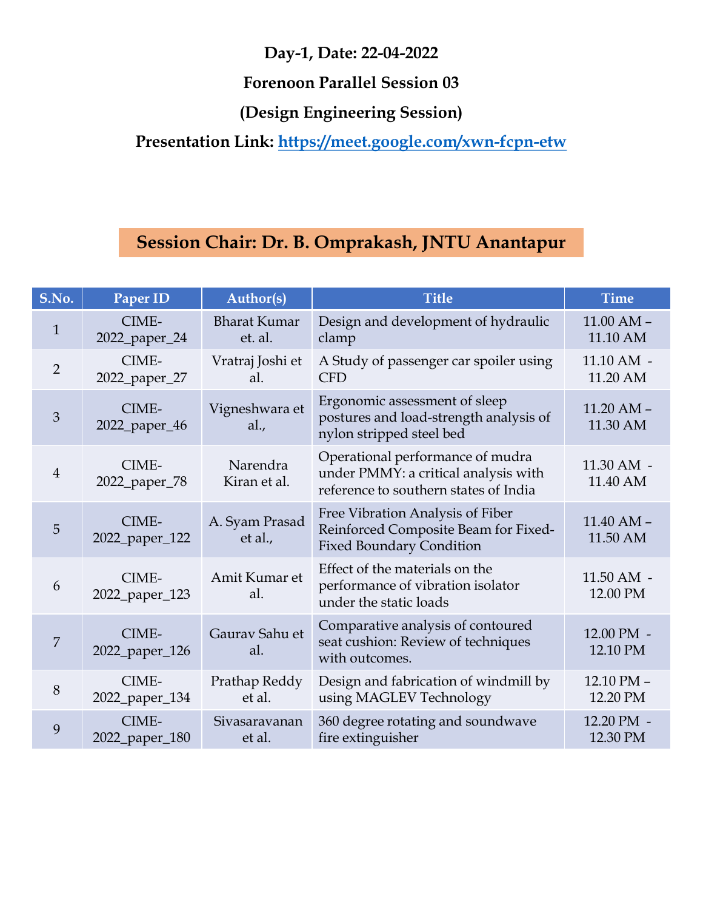**Day-1, Date: 22-04-2022**

**Forenoon Parallel Session 03**

**(Design Engineering Session)**

**Presentation Link: [https://meet.google.com/xwn-fcpn-etw](https://meet.google.com/xwn-fcpn-etw)**

**Session Chair: Dr. B. Omprakash, JNTU Anantapur**

| S.No. | Paper ID | Author(s) | Title | Time |
|---|---|---|---|---|
| 1 | CIME-2022_paper_24 | Bharat Kumar et. al. | Design and development of hydraulic clamp | 11.00 AM – 11.10 AM |
| 2 | CIME-2022_paper_27 | Vratraj Joshi et al. | A Study of passenger car spoiler using CFD | 11.10 AM - 11.20 AM |
| 3 | CIME-2022_paper_46 | Vigneshwara et al., | Ergonomic assessment of sleep postures and load-strength analysis of nylon stripped steel bed | 11.20 AM – 11.30 AM |
| 4 | CIME-2022_paper_78 | Narendra Kiran et al. | Operational performance of mudra under PMMY: a critical analysis with reference to southern states of India | 11.30 AM - 11.40 AM |
| 5 | CIME-2022_paper_122 | A. Syam Prasad et al., | Free Vibration Analysis of Fiber Reinforced Composite Beam for Fixed-Fixed Boundary Condition | 11.40 AM – 11.50 AM |
| 6 | CIME-2022_paper_123 | Amit Kumar et al. | Effect of the materials on the performance of vibration isolator under the static loads | 11.50 AM - 12.00 PM |
| 7 | CIME-2022_paper_126 | Gaurav Sahu et al. | Comparative analysis of contoured seat cushion: Review of techniques with outcomes. | 12.00 PM - 12.10 PM |
| 8 | CIME-2022_paper_134 | Prathap Reddy et al. | Design and fabrication of windmill by using MAGLEV Technology | 12.10 PM – 12.20 PM |
| 9 | CIME-2022_paper_180 | Sivasaravanan et al. | 360 degree rotating and soundwave fire extinguisher | 12.20 PM - 12.30 PM |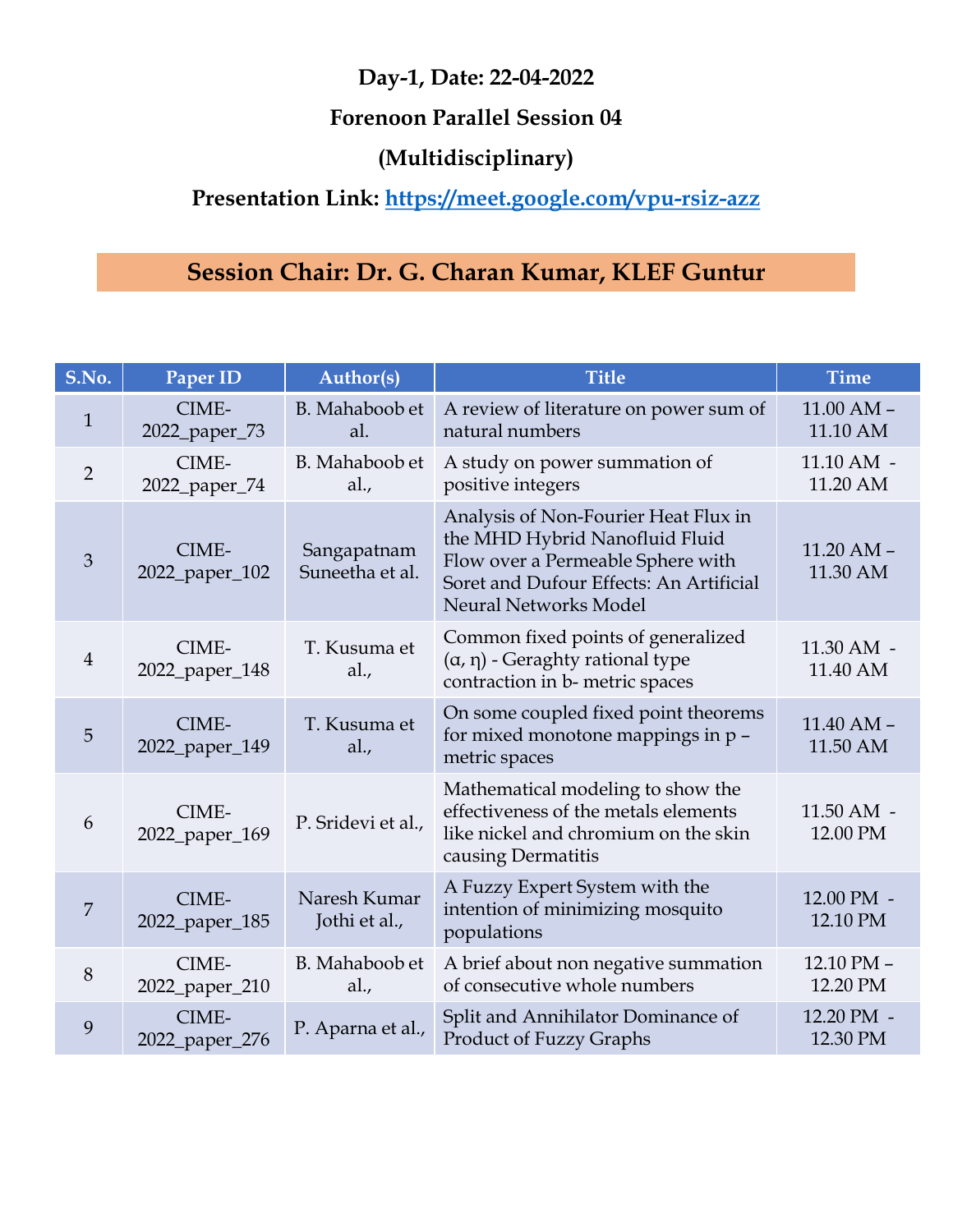**Day-1, Date: 22-04-2022**

**Forenoon Parallel Session 04**

**(Multidisciplinary)**

**Presentation Link: https://meet.google.com/vpu-rsiz-azz**

## Session Chair: Dr. G. Charan Kumar, KLEF Guntur

| S.No. | Paper ID | Author(s) | Title | Time |
|---|---|---|---|---|
| 1 | CIME-2022_paper_73 | B. Mahaboob et al. | A review of literature on power sum of natural numbers | 11.00 AM – 11.10 AM |
| 2 | CIME-2022_paper_74 | B. Mahaboob et al., | A study on power summation of positive integers | 11.10 AM - 11.20 AM |
| 3 | CIME-2022_paper_102 | Sangapatnam Suneetha et al. | Analysis of Non-Fourier Heat Flux in the MHD Hybrid Nanofluid Fluid Flow over a Permeable Sphere with Soret and Dufour Effects: An Artificial Neural Networks Model | 11.20 AM – 11.30 AM |
| 4 | CIME-2022_paper_148 | T. Kusuma et al., | Common fixed points of generalized (α, η) - Geraghty rational type contraction in b- metric spaces | 11.30 AM - 11.40 AM |
| 5 | CIME-2022_paper_149 | T. Kusuma et al., | On some coupled fixed point theorems for mixed monotone mappings in p – metric spaces | 11.40 AM – 11.50 AM |
| 6 | CIME-2022_paper_169 | P. Sridevi et al., | Mathematical modeling to show the effectiveness of the metals elements like nickel and chromium on the skin causing Dermatitis | 11.50 AM - 12.00 PM |
| 7 | CIME-2022_paper_185 | Naresh Kumar Jothi et al., | A Fuzzy Expert System with the intention of minimizing mosquito populations | 12.00 PM - 12.10 PM |
| 8 | CIME-2022_paper_210 | B. Mahaboob et al., | A brief about non negative summation of consecutive whole numbers | 12.10 PM – 12.20 PM |
| 9 | CIME-2022_paper_276 | P. Aparna et al., | Split and Annihilator Dominance of Product of Fuzzy Graphs | 12.20 PM - 12.30 PM |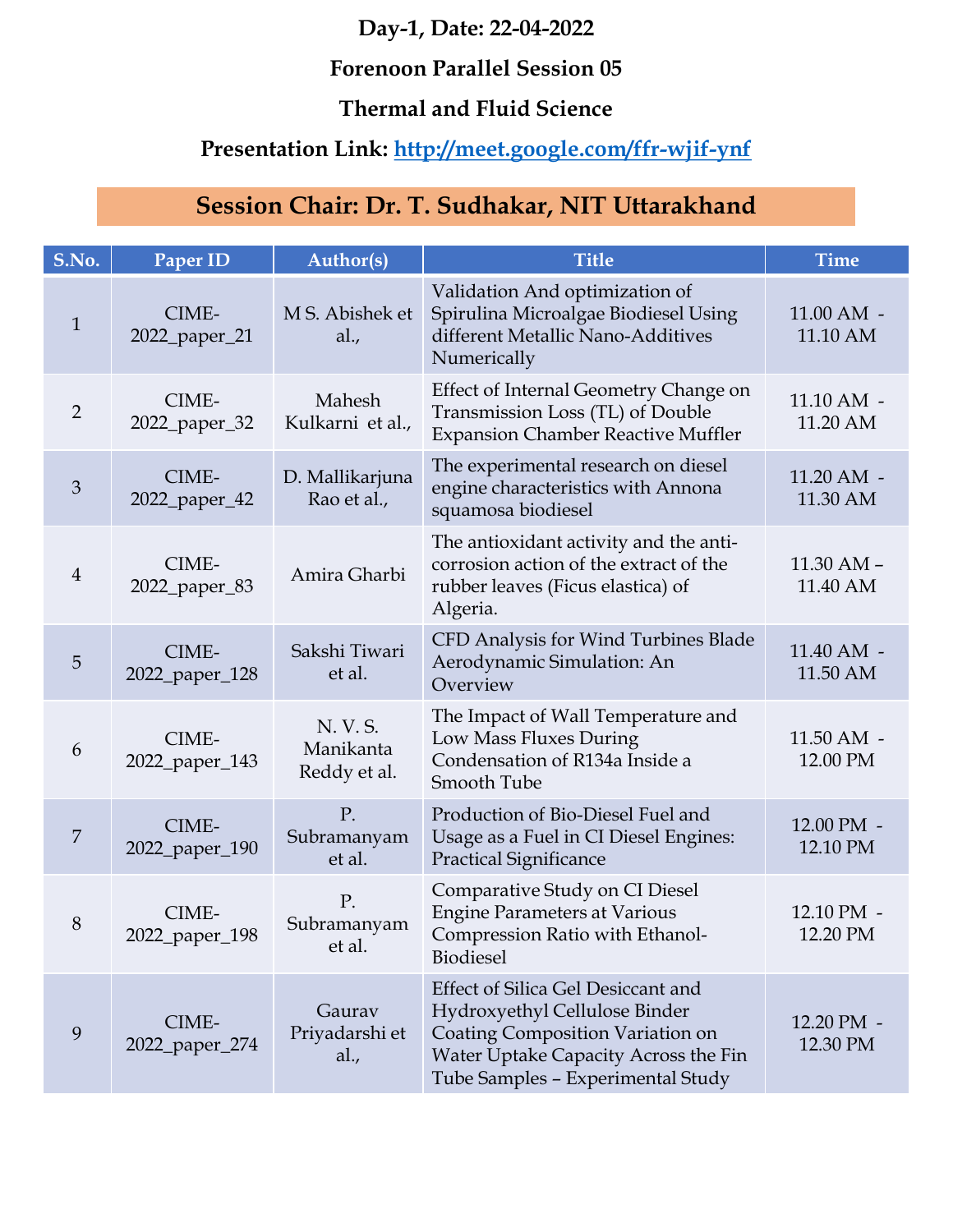**Day-1, Date: 22-04-2022**

**Forenoon Parallel Session 05**

**Thermal and Fluid Science**

**Presentation Link: [http://meet.google.com/ffr-wjif-ynf](http://meet.google.com/ffr-wjif-ynf)**

**Session Chair: Dr. T. Sudhakar, NIT Uttarakhand**

| S.No. | Paper ID | Author(s) | Title | Time |
|---|---|---|---|---|
| 1 | CIME-2022_paper_21 | M S. Abishek et al., | Validation And optimization of Spirulina Microalgae Biodiesel Using different Metallic Nano-Additives Numerically | 11.00 AM - 11.10 AM |
| 2 | CIME-2022_paper_32 | Mahesh Kulkarni et al., | Effect of Internal Geometry Change on Transmission Loss (TL) of Double Expansion Chamber Reactive Muffler | 11.10 AM - 11.20 AM |
| 3 | CIME-2022_paper_42 | D. Mallikarjuna Rao et al., | The experimental research on diesel engine characteristics with Annona squamosa biodiesel | 11.20 AM - 11.30 AM |
| 4 | CIME-2022_paper_83 | Amira Gharbi | The antioxidant activity and the anti-corrosion action of the extract of the rubber leaves (Ficus elastica) of Algeria. | 11.30 AM – 11.40 AM |
| 5 | CIME-2022_paper_128 | Sakshi Tiwari et al. | CFD Analysis for Wind Turbines Blade Aerodynamic Simulation: An Overview | 11.40 AM - 11.50 AM |
| 6 | CIME-2022_paper_143 | N. V. S. Manikanta Reddy et al. | The Impact of Wall Temperature and Low Mass Fluxes During Condensation of R134a Inside a Smooth Tube | 11.50 AM - 12.00 PM |
| 7 | CIME-2022_paper_190 | P. Subramanyam et al. | Production of Bio-Diesel Fuel and Usage as a Fuel in CI Diesel Engines: Practical Significance | 12.00 PM - 12.10 PM |
| 8 | CIME-2022_paper_198 | P. Subramanyam et al. | Comparative Study on CI Diesel Engine Parameters at Various Compression Ratio with Ethanol-Biodiesel | 12.10 PM - 12.20 PM |
| 9 | CIME-2022_paper_274 | Gaurav Priyadarshi et al., | Effect of Silica Gel Desiccant and Hydroxyethyl Cellulose Binder Coating Composition Variation on Water Uptake Capacity Across the Fin Tube Samples – Experimental Study | 12.20 PM - 12.30 PM |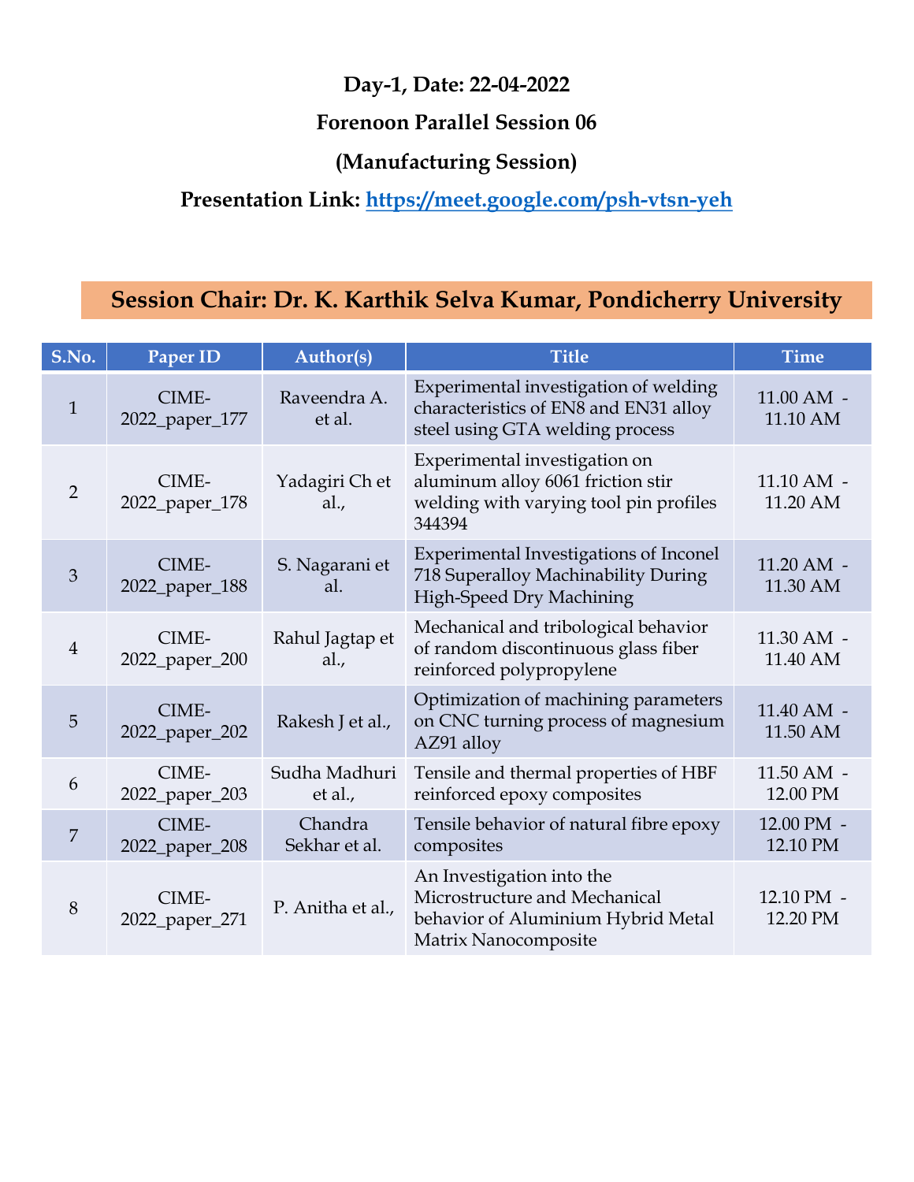**Day-1, Date: 22-04-2022**

**Forenoon Parallel Session 06**

**(Manufacturing Session)**

**Presentation Link: https://meet.google.com/psh-vtsn-yeh**

**Session Chair: Dr. K. Karthik Selva Kumar, Pondicherry University**

| S.No. | Paper ID | Author(s) | Title | Time |
|---|---|---|---|---|
| 1 | CIME-2022_paper_177 | Raveendra A. et al. | Experimental investigation of welding characteristics of EN8 and EN31 alloy steel using GTA welding process | 11.00 AM - 11.10 AM |
| 2 | CIME-2022_paper_178 | Yadagiri Ch et al., | Experimental investigation on aluminum alloy 6061 friction stir welding with varying tool pin profiles 344394 | 11.10 AM - 11.20 AM |
| 3 | CIME-2022_paper_188 | S. Nagarani et al. | Experimental Investigations of Inconel 718 Superalloy Machinability During High-Speed Dry Machining | 11.20 AM - 11.30 AM |
| 4 | CIME-2022_paper_200 | Rahul Jagtap et al., | Mechanical and tribological behavior of random discontinuous glass fiber reinforced polypropylene | 11.30 AM - 11.40 AM |
| 5 | CIME-2022_paper_202 | Rakesh J et al., | Optimization of machining parameters on CNC turning process of magnesium AZ91 alloy | 11.40 AM - 11.50 AM |
| 6 | CIME-2022_paper_203 | Sudha Madhuri et al., | Tensile and thermal properties of HBF reinforced epoxy composites | 11.50 AM - 12.00 PM |
| 7 | CIME-2022_paper_208 | Chandra Sekhar et al. | Tensile behavior of natural fibre epoxy composites | 12.00 PM - 12.10 PM |
| 8 | CIME-2022_paper_271 | P. Anitha et al., | An Investigation into the Microstructure and Mechanical behavior of Aluminium Hybrid Metal Matrix Nanocomposite | 12.10 PM - 12.20 PM |